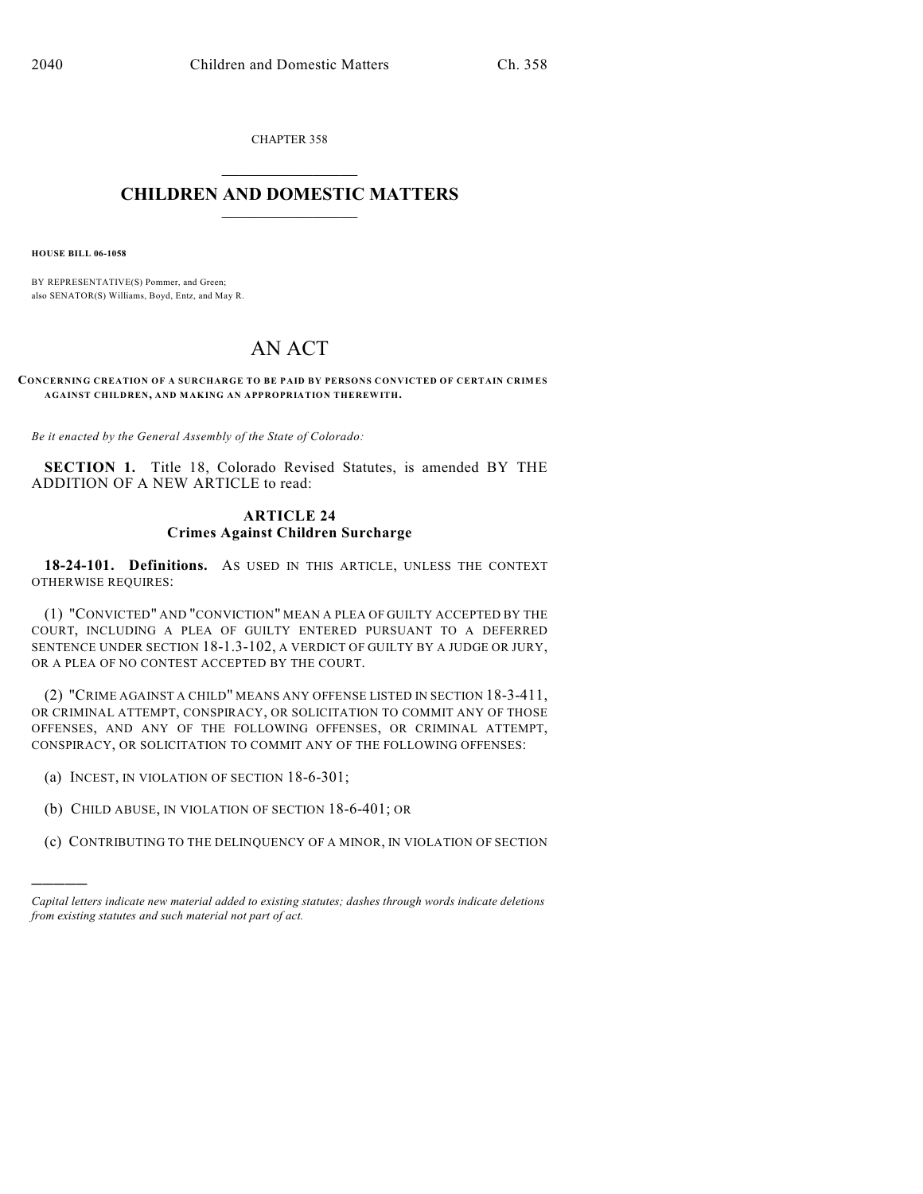CHAPTER 358

## CHILDREN AND DOMESTIC MATTERS

**HOUSE BILL 06-1058**

BY REPRESENTATIVE(S) Pommer, and Green;
also SENATOR(S) Williams, Boyd, Entz, and May R.

# AN ACT

**CONCERNING CREATION OF A SURCHARGE TO BE PAID BY PERSONS CONVICTED OF CERTAIN CRIMES AGAINST CHILDREN, AND MAKING AN APPROPRIATION THEREWITH.**

*Be it enacted by the General Assembly of the State of Colorado:*

**SECTION 1.** Title 18, Colorado Revised Statutes, is amended BY THE ADDITION OF A NEW ARTICLE to read:

### ARTICLE 24
### Crimes Against Children Surcharge

**18-24-101. Definitions.** AS USED IN THIS ARTICLE, UNLESS THE CONTEXT OTHERWISE REQUIRES:

(1) "CONVICTED" AND "CONVICTION" MEAN A PLEA OF GUILTY ACCEPTED BY THE COURT, INCLUDING A PLEA OF GUILTY ENTERED PURSUANT TO A DEFERRED SENTENCE UNDER SECTION 18-1.3-102, A VERDICT OF GUILTY BY A JUDGE OR JURY, OR A PLEA OF NO CONTEST ACCEPTED BY THE COURT.

(2) "CRIME AGAINST A CHILD" MEANS ANY OFFENSE LISTED IN SECTION 18-3-411, OR CRIMINAL ATTEMPT, CONSPIRACY, OR SOLICITATION TO COMMIT ANY OF THOSE OFFENSES, AND ANY OF THE FOLLOWING OFFENSES, OR CRIMINAL ATTEMPT, CONSPIRACY, OR SOLICITATION TO COMMIT ANY OF THE FOLLOWING OFFENSES:

(a) INCEST, IN VIOLATION OF SECTION 18-6-301;

(b) CHILD ABUSE, IN VIOLATION OF SECTION 18-6-401; OR

(c) CONTRIBUTING TO THE DELINQUENCY OF A MINOR, IN VIOLATION OF SECTION

---

*Capital letters indicate new material added to existing statutes; dashes through words indicate deletions from existing statutes and such material not part of act.*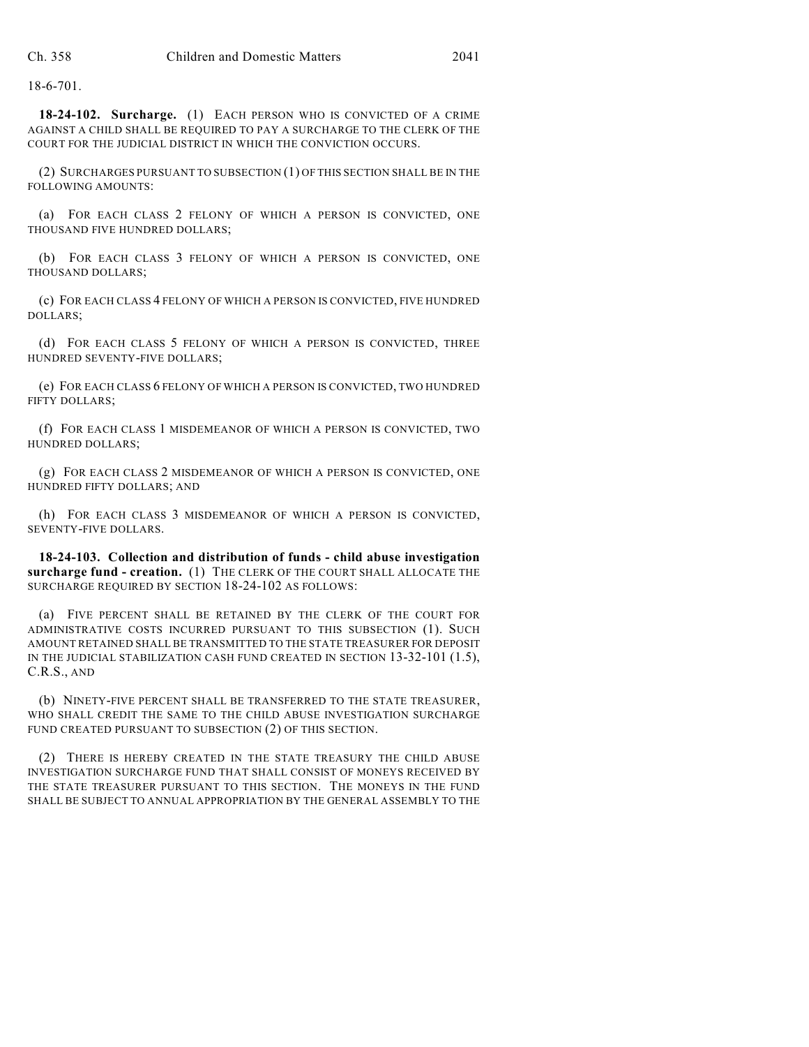18-6-701.

**18-24-102. Surcharge.** (1) EACH PERSON WHO IS CONVICTED OF A CRIME AGAINST A CHILD SHALL BE REQUIRED TO PAY A SURCHARGE TO THE CLERK OF THE COURT FOR THE JUDICIAL DISTRICT IN WHICH THE CONVICTION OCCURS.

(2) SURCHARGES PURSUANT TO SUBSECTION (1) OF THIS SECTION SHALL BE IN THE FOLLOWING AMOUNTS:

(a) FOR EACH CLASS 2 FELONY OF WHICH A PERSON IS CONVICTED, ONE THOUSAND FIVE HUNDRED DOLLARS;

(b) FOR EACH CLASS 3 FELONY OF WHICH A PERSON IS CONVICTED, ONE THOUSAND DOLLARS;

(c) FOR EACH CLASS 4 FELONY OF WHICH A PERSON IS CONVICTED, FIVE HUNDRED DOLLARS;

(d) FOR EACH CLASS 5 FELONY OF WHICH A PERSON IS CONVICTED, THREE HUNDRED SEVENTY-FIVE DOLLARS;

(e) FOR EACH CLASS 6 FELONY OF WHICH A PERSON IS CONVICTED, TWO HUNDRED FIFTY DOLLARS;

(f) FOR EACH CLASS 1 MISDEMEANOR OF WHICH A PERSON IS CONVICTED, TWO HUNDRED DOLLARS;

(g) FOR EACH CLASS 2 MISDEMEANOR OF WHICH A PERSON IS CONVICTED, ONE HUNDRED FIFTY DOLLARS; AND

(h) FOR EACH CLASS 3 MISDEMEANOR OF WHICH A PERSON IS CONVICTED, SEVENTY-FIVE DOLLARS.

**18-24-103. Collection and distribution of funds - child abuse investigation surcharge fund - creation.** (1) THE CLERK OF THE COURT SHALL ALLOCATE THE SURCHARGE REQUIRED BY SECTION 18-24-102 AS FOLLOWS:

(a) FIVE PERCENT SHALL BE RETAINED BY THE CLERK OF THE COURT FOR ADMINISTRATIVE COSTS INCURRED PURSUANT TO THIS SUBSECTION (1). SUCH AMOUNT RETAINED SHALL BE TRANSMITTED TO THE STATE TREASURER FOR DEPOSIT IN THE JUDICIAL STABILIZATION CASH FUND CREATED IN SECTION 13-32-101 (1.5), C.R.S., AND

(b) NINETY-FIVE PERCENT SHALL BE TRANSFERRED TO THE STATE TREASURER, WHO SHALL CREDIT THE SAME TO THE CHILD ABUSE INVESTIGATION SURCHARGE FUND CREATED PURSUANT TO SUBSECTION (2) OF THIS SECTION.

(2) THERE IS HEREBY CREATED IN THE STATE TREASURY THE CHILD ABUSE INVESTIGATION SURCHARGE FUND THAT SHALL CONSIST OF MONEYS RECEIVED BY THE STATE TREASURER PURSUANT TO THIS SECTION. THE MONEYS IN THE FUND SHALL BE SUBJECT TO ANNUAL APPROPRIATION BY THE GENERAL ASSEMBLY TO THE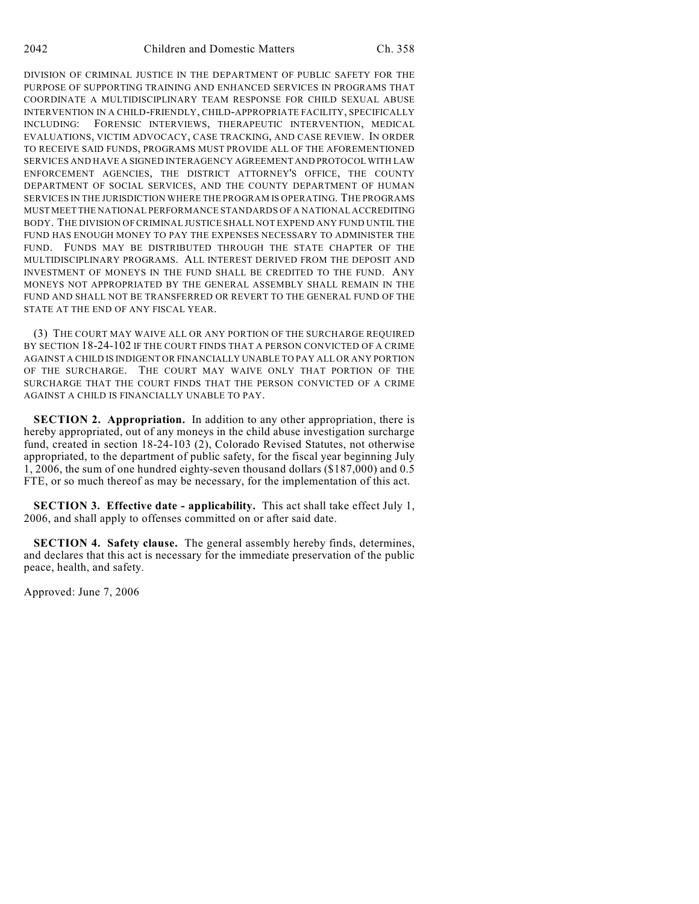DIVISION OF CRIMINAL JUSTICE IN THE DEPARTMENT OF PUBLIC SAFETY FOR THE PURPOSE OF SUPPORTING TRAINING AND ENHANCED SERVICES IN PROGRAMS THAT COORDINATE A MULTIDISCIPLINARY TEAM RESPONSE FOR CHILD SEXUAL ABUSE INTERVENTION IN A CHILD-FRIENDLY, CHILD-APPROPRIATE FACILITY, SPECIFICALLY INCLUDING: FORENSIC INTERVIEWS, THERAPEUTIC INTERVENTION, MEDICAL EVALUATIONS, VICTIM ADVOCACY, CASE TRACKING, AND CASE REVIEW. IN ORDER TO RECEIVE SAID FUNDS, PROGRAMS MUST PROVIDE ALL OF THE AFOREMENTIONED SERVICES AND HAVE A SIGNED INTERAGENCY AGREEMENT AND PROTOCOL WITH LAW ENFORCEMENT AGENCIES, THE DISTRICT ATTORNEY'S OFFICE, THE COUNTY DEPARTMENT OF SOCIAL SERVICES, AND THE COUNTY DEPARTMENT OF HUMAN SERVICES IN THE JURISDICTION WHERE THE PROGRAM IS OPERATING. THE PROGRAMS MUST MEET THE NATIONAL PERFORMANCE STANDARDS OF A NATIONAL ACCREDITING BODY. THE DIVISION OF CRIMINAL JUSTICE SHALL NOT EXPEND ANY FUND UNTIL THE FUND HAS ENOUGH MONEY TO PAY THE EXPENSES NECESSARY TO ADMINISTER THE FUND. FUNDS MAY BE DISTRIBUTED THROUGH THE STATE CHAPTER OF THE MULTIDISCIPLINARY PROGRAMS. ALL INTEREST DERIVED FROM THE DEPOSIT AND INVESTMENT OF MONEYS IN THE FUND SHALL BE CREDITED TO THE FUND. ANY MONEYS NOT APPROPRIATED BY THE GENERAL ASSEMBLY SHALL REMAIN IN THE FUND AND SHALL NOT BE TRANSFERRED OR REVERT TO THE GENERAL FUND OF THE STATE AT THE END OF ANY FISCAL YEAR.

(3) THE COURT MAY WAIVE ALL OR ANY PORTION OF THE SURCHARGE REQUIRED BY SECTION 18-24-102 IF THE COURT FINDS THAT A PERSON CONVICTED OF A CRIME AGAINST A CHILD IS INDIGENT OR FINANCIALLY UNABLE TO PAY ALL OR ANY PORTION OF THE SURCHARGE. THE COURT MAY WAIVE ONLY THAT PORTION OF THE SURCHARGE THAT THE COURT FINDS THAT THE PERSON CONVICTED OF A CRIME AGAINST A CHILD IS FINANCIALLY UNABLE TO PAY.

**SECTION 2. Appropriation.** In addition to any other appropriation, there is hereby appropriated, out of any moneys in the child abuse investigation surcharge fund, created in section 18-24-103 (2), Colorado Revised Statutes, not otherwise appropriated, to the department of public safety, for the fiscal year beginning July 1, 2006, the sum of one hundred eighty-seven thousand dollars ($187,000) and 0.5 FTE, or so much thereof as may be necessary, for the implementation of this act.

**SECTION 3. Effective date - applicability.** This act shall take effect July 1, 2006, and shall apply to offenses committed on or after said date.

**SECTION 4. Safety clause.** The general assembly hereby finds, determines, and declares that this act is necessary for the immediate preservation of the public peace, health, and safety.

Approved: June 7, 2006